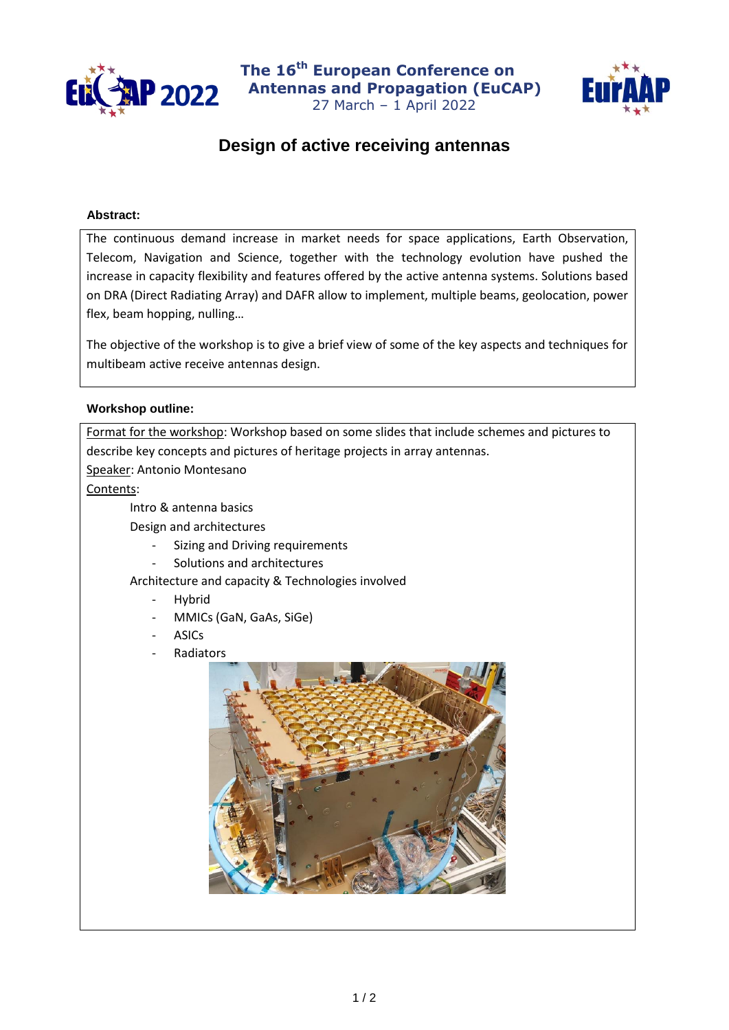The 16th European Conference on Antennas and Propagation (EuCAP)
27 March – 1 April 2022

# Design of active receiving antennas

**Abstract:**

The continuous demand increase in market needs for space applications, Earth Observation, Telecom, Navigation and Science, together with the technology evolution have pushed the increase in capacity flexibility and features offered by the active antenna systems. Solutions based on DRA (Direct Radiating Array) and DAFR allow to implement, multiple beams, geolocation, power flex, beam hopping, nulling…

The objective of the workshop is to give a brief view of some of the key aspects and techniques for multibeam active receive antennas design.

**Workshop outline:**

Format for the workshop: Workshop based on some slides that include schemes and pictures to describe key concepts and pictures of heritage projects in array antennas.

Speaker: Antonio Montesano

Contents:

Intro & antenna basics

Design and architectures

- Sizing and Driving requirements
- Solutions and architectures

Architecture and capacity & Technologies involved

- Hybrid
- MMICs (GaN, GaAs, SiGe)
- ASICs
- Radiators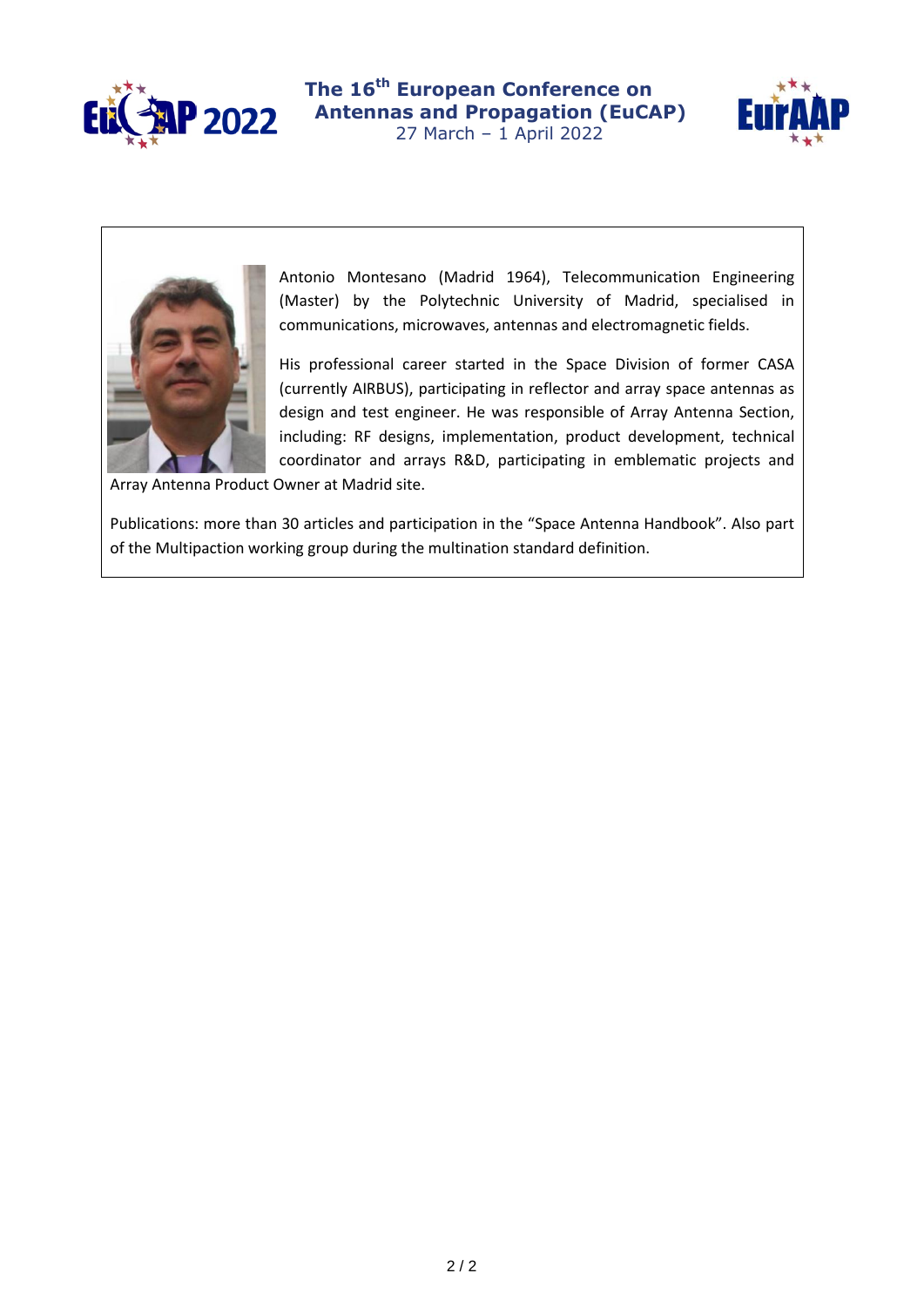Antonio Montesano (Madrid 1964), Telecommunication Engineering (Master) by the Polytechnic University of Madrid, specialised in communications, microwaves, antennas and electromagnetic fields.

His professional career started in the Space Division of former CASA (currently AIRBUS), participating in reflector and array space antennas as design and test engineer. He was responsible of Array Antenna Section, including: RF designs, implementation, product development, technical coordinator and arrays R&D, participating in emblematic projects and Array Antenna Product Owner at Madrid site.

Publications: more than 30 articles and participation in the “Space Antenna Handbook”. Also part of the Multipaction working group during the multination standard definition.